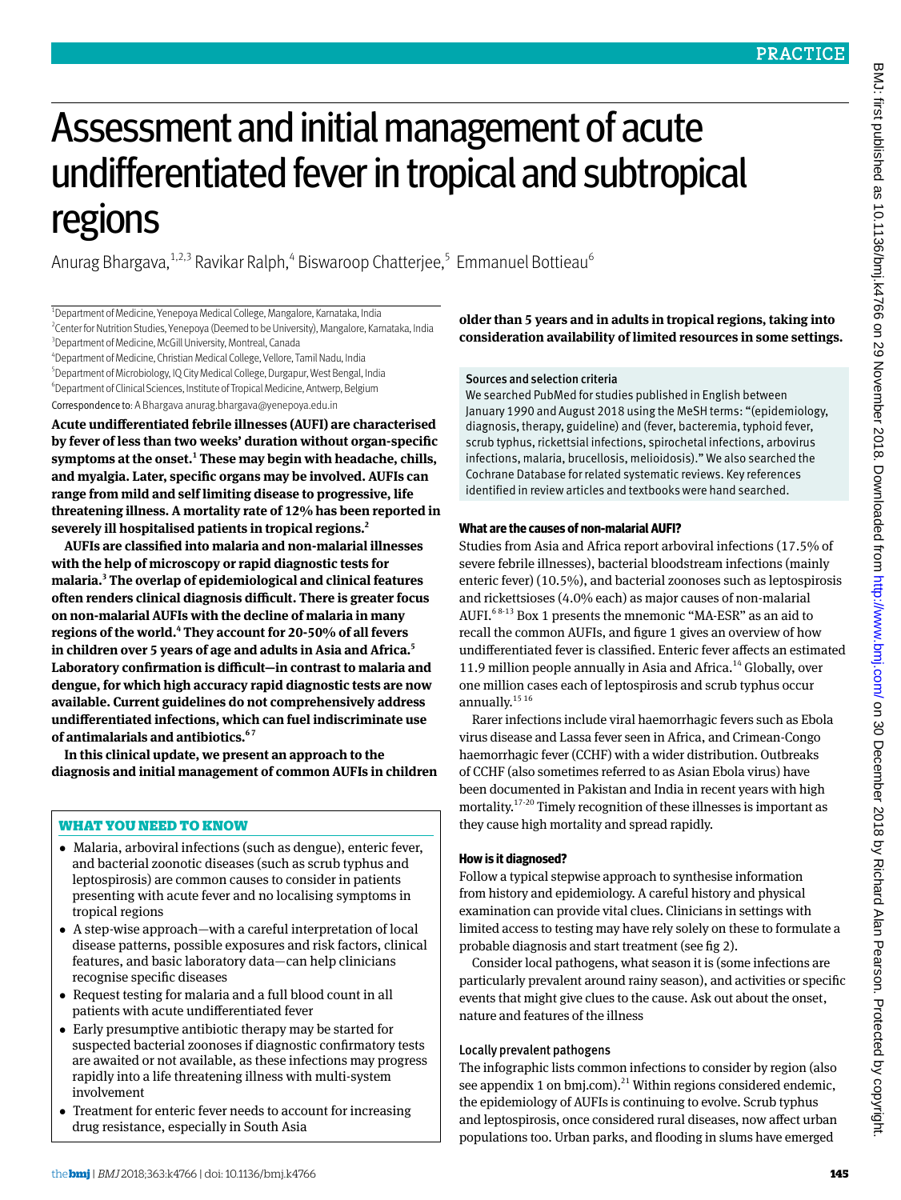# Assessment and initial management of acute undifferentiated fever in tropical and subtropical regions

Anurag Bhargava,[1,2,3] Ravikar Ralph,[4] Biswaroop Chatterjee,[5] Emmanuel Bottieau[6]

[1]Department of Medicine, Yenepoya Medical College, Mangalore, Karnataka, India
[2]Center for Nutrition Studies, Yenepoya (Deemed to be University), Mangalore, Karnataka, India
[3]Department of Medicine, McGill University, Montreal, Canada
[4]Department of Medicine, Christian Medical College, Vellore, Tamil Nadu, India
[5]Department of Microbiology, IQ City Medical College, Durgapur, West Bengal, India
[6]Department of Clinical Sciences, Institute of Tropical Medicine, Antwerp, Belgium

Correspondence to: A Bhargava anurag.bhargava@yenepoya.edu.in

**Acute undifferentiated febrile illnesses (AUFI) are characterised by fever of less than two weeks' duration without organ-specific symptoms at the onset.[1] These may begin with headache, chills, and myalgia. Later, specific organs may be involved. AUFIs can range from mild and self limiting disease to progressive, life threatening illness. A mortality rate of 12% has been reported in severely ill hospitalised patients in tropical regions.[2]**

**AUFIs are classified into malaria and non-malarial illnesses with the help of microscopy or rapid diagnostic tests for malaria.[3] The overlap of epidemiological and clinical features often renders clinical diagnosis difficult. There is greater focus on non-malarial AUFIs with the decline of malaria in many regions of the world.[4] They account for 20-50% of all fevers in children over 5 years of age and adults in Asia and Africa.[5] Laboratory confirmation is difficult—in contrast to malaria and dengue, for which high accuracy rapid diagnostic tests are now available. Current guidelines do not comprehensively address undifferentiated infections, which can fuel indiscriminate use of antimalarials and antibiotics.[6,7]**

**In this clinical update, we present an approach to the diagnosis and initial management of common AUFIs in children older than 5 years and in adults in tropical regions, taking into consideration availability of limited resources in some settings.**

### WHAT YOU NEED TO KNOW

- Malaria, arboviral infections (such as dengue), enteric fever, and bacterial zoonotic diseases (such as scrub typhus and leptospirosis) are common causes to consider in patients presenting with acute fever and no localising symptoms in tropical regions
- A step-wise approach—with a careful interpretation of local disease patterns, possible exposures and risk factors, clinical features, and basic laboratory data—can help clinicians recognise specific diseases
- Request testing for malaria and a full blood count in all patients with acute undifferentiated fever
- Early presumptive antibiotic therapy may be started for suspected bacterial zoonoses if diagnostic confirmatory tests are awaited or not available, as these infections may progress rapidly into a life threatening illness with multi-system involvement
- Treatment for enteric fever needs to account for increasing drug resistance, especially in South Asia

### Sources and selection criteria

We searched PubMed for studies published in English between January 1990 and August 2018 using the MeSH terms: "(epidemiology, diagnosis, therapy, guideline) and (fever, bacteremia, typhoid fever, scrub typhus, rickettsial infections, spirochetal infections, arbovirus infections, malaria, brucellosis, melioidosis)." We also searched the Cochrane Database for related systematic reviews. Key references identified in review articles and textbooks were hand searched.

## What are the causes of non-malarial AUFI?

Studies from Asia and Africa report arboviral infections (17.5% of severe febrile illnesses), bacterial bloodstream infections (mainly enteric fever) (10.5%), and bacterial zoonoses such as leptospirosis and rickettsioses (4.0% each) as major causes of non-malarial AUFI.[6,8-13] Box 1 presents the mnemonic "MA-ESR" as an aid to recall the common AUFIs, and figure 1 gives an overview of how undifferentiated fever is classified. Enteric fever affects an estimated 11.9 million people annually in Asia and Africa.[14] Globally, over one million cases each of leptospirosis and scrub typhus occur annually.[15,16]

Rarer infections include viral haemorrhagic fevers such as Ebola virus disease and Lassa fever seen in Africa, and Crimean-Congo haemorrhagic fever (CCHF) with a wider distribution. Outbreaks of CCHF (also sometimes referred to as Asian Ebola virus) have been documented in Pakistan and India in recent years with high mortality.[17-20] Timely recognition of these illnesses is important as they cause high mortality and spread rapidly.

## How is it diagnosed?

Follow a typical stepwise approach to synthesise information from history and epidemiology. A careful history and physical examination can provide vital clues. Clinicians in settings with limited access to testing may have rely solely on these to formulate a probable diagnosis and start treatment (see fig 2).

Consider local pathogens, what season it is (some infections are particularly prevalent around rainy season), and activities or specific events that might give clues to the cause. Ask out about the onset, nature and features of the illness

### Locally prevalent pathogens

The infographic lists common infections to consider by region (also see appendix 1 on bmj.com).[21] Within regions considered endemic, the epidemiology of AUFIs is continuing to evolve. Scrub typhus and leptospirosis, once considered rural diseases, now affect urban populations too. Urban parks, and flooding in slums have emerged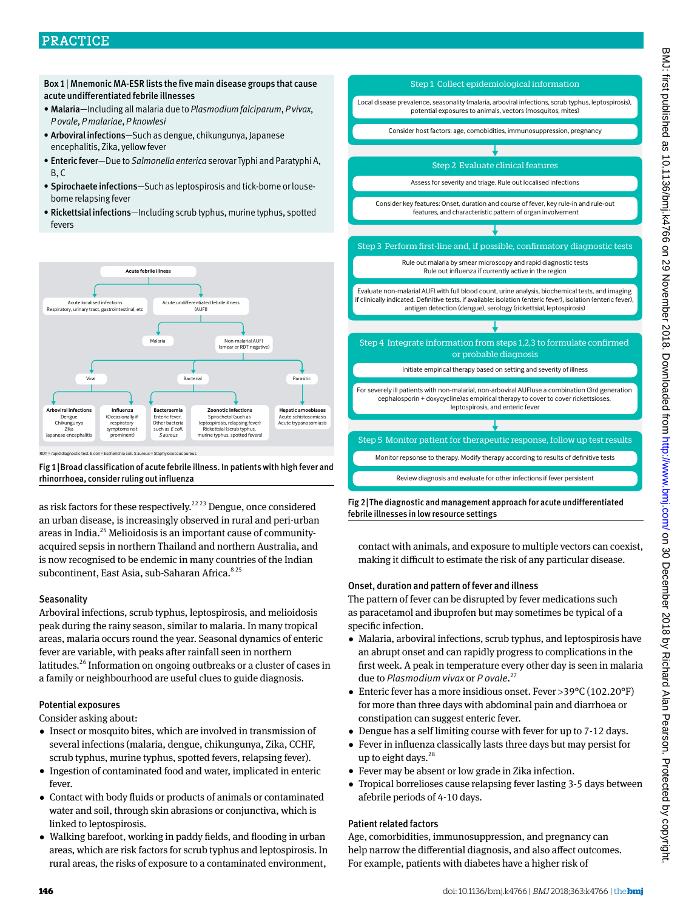**Box 1 | Mnemonic MA-ESR lists the five main disease groups that cause acute undifferentiated febrile illnesses**

- **Malaria**—Including all malaria due to *Plasmodium falciparum*, *P vivax*, *P ovale*, *P malariae*, *P knowlesi*
- **Arboviral infections**—Such as dengue, chikungunya, Japanese encephalitis, Zika, yellow fever
- **Enteric fever**—Due to *Salmonella enterica* serovar Typhi and Paratyphi A, B, C
- **Spirochaete infections**—Such as leptospirosis and tick-borne or louse-borne relapsing fever
- **Rickettsial infections**—Including scrub typhus, murine typhus, spotted fevers

Acute febrile illness
- Acute localised infections: Respiratory, urinary tract, gastrointestinal, etc
- Acute undifferentiated febrile illness (AUFI)
  - Malaria
  - Non-malarial AUFI (smear or RDT negative)
    - Viral
      - Arboviral infections: Dengue, Chikungunya, Zika, Japanese encephalitis
      - Influenza (Occasionally if respiratory symptoms not prominent)
    - Bacterial
      - Bacteraemia: Enteric fever, Other bacteria such as *E coli*, *S aureus*
      - Zoonotic infections: Spirochetal (such as leptospirosis, relapsing fever), Rickettsial (scrub typhus, murine typhus, spotted fevers)
    - Parasitic
      - Hepatic amoebiases, Acute schistosomiasis, Acute trypanosomiasis

RDT = rapid diagnostic test. E coli = Escherichia coli. S aureus = Staphylococcus aureus.

**Fig 1 | Broad classification of acute febrile illness. In patients with high fever and rhinorrhoea, consider ruling out influenza**

as risk factors for these respectively.[22,23] Dengue, once considered an urban disease, is increasingly observed in rural and peri-urban areas in India.[24] Melioidosis is an important cause of community-acquired sepsis in northern Thailand and northern Australia, and is now recognised to be endemic in many countries of the Indian subcontinent, East Asia, sub-Saharan Africa.[8,25]

### Seasonality

Arboviral infections, scrub typhus, leptospirosis, and melioidosis peak during the rainy season, similar to malaria. In many tropical areas, malaria occurs round the year. Seasonal dynamics of enteric fever are variable, with peaks after rainfall seen in northern latitudes.[26] Information on ongoing outbreaks or a cluster of cases in a family or neighbourhood are useful clues to guide diagnosis.

### Potential exposures

Consider asking about:

- Insect or mosquito bites, which are involved in transmission of several infections (malaria, dengue, chikungunya, Zika, CCHF, scrub typhus, murine typhus, spotted fevers, relapsing fever).
- Ingestion of contaminated food and water, implicated in enteric fever.
- Contact with body fluids or products of animals or contaminated water and soil, through skin abrasions or conjunctiva, which is linked to leptospirosis.
- Walking barefoot, working in paddy fields, and flooding in urban areas, which are risk factors for scrub typhus and leptospirosis. In rural areas, the risks of exposure to a contaminated environment, contact with animals, and exposure to multiple vectors can coexist, making it difficult to estimate the risk of any particular disease.

**Step 1 Collect epidemiological information**
- Local disease prevalence, seasonality (malaria, arboviral infections, scrub typhus, leptospirosis), potential exposures to animals, vectors (mosquitos, mites)
- Consider host factors: age, comobidities, immunosuppression, pregnancy

**Step 2 Evaluate clinical features**
- Assess for severity and triage. Rule out localised infections
- Consider key features: Onset, duration and course of fever, key rule-in and rule-out features, and characteristic pattern of organ involvement

**Step 3 Perform first-line and, if possible, confirmatory diagnostic tests**
- Rule out malaria by smear microscopy and rapid diagnostic tests. Rule out influenza if currently active in the region
- Evaluate non-malarial AUFI with full blood count, urine analysis, biochemical tests, and imaging if clinically indicated. Definitive tests, if available: isolation (enteric fever), isolation (enteric fever), antigen detection (dengue), serology (rickettsial, leptospirosis)

**Step 4 Integrate information from steps 1,2,3 to formulate confirmed or probable diagnosis**
- Initiate empirical therapy based on setting and severity of illness
- For severely ill patients with non-malarial, non-arboviral AUFIuse a combination (3rd generation cephalosporin + doxycycline)as empirical therapy to cover to cover rickettsioses, leptospirosis, and enteric fever

**Step 5 Monitor patient for therapeutic response, follow up test results**
- Monitor repsonse to therapy. Modify therapy according to results of definitive tests
- Review diagnosis and evaluate for other infections if fever persistent

**Fig 2 | The diagnostic and management approach for acute undifferentiated febrile illnesses in low resource settings**

### Onset, duration and pattern of fever and illness

The pattern of fever can be disrupted by fever medications such as paracetamol and ibuprofen but may sometimes be typical of a specific infection.

- Malaria, arboviral infections, scrub typhus, and leptospirosis have an abrupt onset and can rapidly progress to complications in the first week. A peak in temperature every other day is seen in malaria due to *Plasmodium vivax* or *P ovale*.[27]
- Enteric fever has a more insidious onset. Fever >39°C (102.20°F) for more than three days with abdominal pain and diarrhoea or constipation can suggest enteric fever.
- Dengue has a self limiting course with fever for up to 7-12 days.
- Fever in influenza classically lasts three days but may persist for up to eight days.[28]
- Fever may be absent or low grade in Zika infection.
- Tropical borrelioses cause relapsing fever lasting 3-5 days between afebrile periods of 4-10 days.

### Patient related factors

Age, comorbidities, immunosuppression, and pregnancy can help narrow the differential diagnosis, and also affect outcomes. For example, patients with diabetes have a higher risk of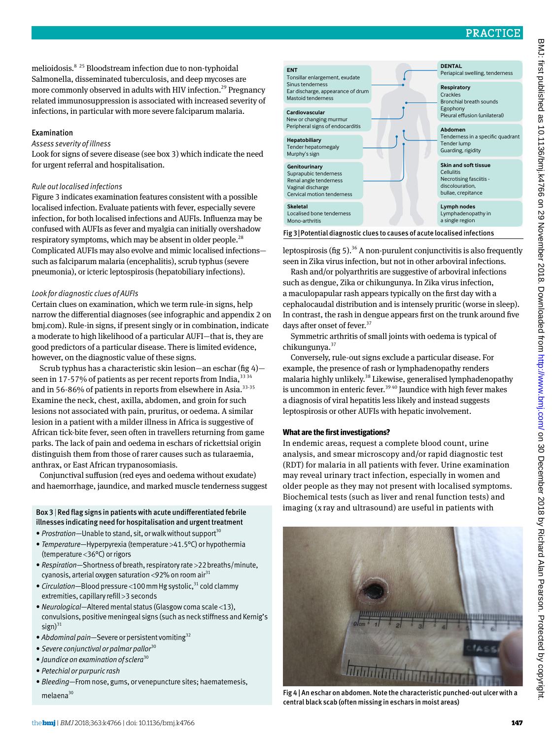melioidosis.[8 25] Bloodstream infection due to non-typhoidal Salmonella, disseminated tuberculosis, and deep mycoses are more commonly observed in adults with HIV infection.[29] Pregnancy related immunosuppression is associated with increased severity of infections, in particular with more severe falciparum malaria.

### Examination

*Assess severity of illness*

Look for signs of severe disease (see box 3) which indicate the need for urgent referral and hospitalisation.

*Rule out localised infections*

Figure 3 indicates examination features consistent with a possible localised infection. Evaluate patients with fever, especially severe infection, for both localised infections and AUFIs. Influenza may be confused with AUFIs as fever and myalgia can initially overshadow respiratory symptoms, which may be absent in older people.[28] Complicated AUFIs may also evolve and mimic localised infections—such as falciparum malaria (encephalitis), scrub typhus (severe pneumonia), or icteric leptospirosis (hepatobiliary infections).

*Look for diagnostic clues of AUFIs*

Certain clues on examination, which we term rule-in signs, help narrow the differential diagnoses (see infographic and appendix 2 on bmj.com). Rule-in signs, if present singly or in combination, indicate a moderate to high likelihood of a particular AUFI—that is, they are good predictors of a particular disease. There is limited evidence, however, on the diagnostic value of these signs.

Scrub typhus has a characteristic skin lesion—an eschar (fig 4)—seen in 17-57% of patients as per recent reports from India,[33 34] and in 56-86% of patients in reports from elsewhere in Asia.[33-35] Examine the neck, chest, axilla, abdomen, and groin for such lesions not associated with pain, pruritus, or oedema. A similar lesion in a patient with a milder illness in Africa is suggestive of African tick-bite fever, seen often in travellers returning from game parks. The lack of pain and oedema in eschars of rickettsial origin distinguish them from those of rarer causes such as tularaemia, anthrax, or East African trypanosomiasis.

Conjunctival suffusion (red eyes and oedema without exudate) and haemorrhage, jaundice, and marked muscle tenderness suggest leptospirosis (fig 5).[36] A non-purulent conjunctivitis is also frequently seen in Zika virus infection, but not in other arboviral infections.

Rash and/or polyarthritis are suggestive of arboviral infections such as dengue, Zika or chikungunya. In Zika virus infection, a maculopapular rash appears typically on the first day with a cephalocaudal distribution and is intensely pruritic (worse in sleep). In contrast, the rash in dengue appears first on the trunk around five days after onset of fever.[37]

Symmetric arthritis of small joints with oedema is typical of chikungunya.[37]

Conversely, rule-out signs exclude a particular disease. For example, the presence of rash or lymphadenopathy renders malaria highly unlikely.[38] Likewise, generalised lymphadenopathy is uncommon in enteric fever.[39 40] Jaundice with high fever makes a diagnosis of viral hepatitis less likely and instead suggests leptospirosis or other AUFIs with hepatic involvement.

**Box 3 | Red flag signs in patients with acute undifferentiated febrile illnesses indicating need for hospitalisation and urgent treatment**

- *Prostration*—Unable to stand, sit, or walk without support[30]
- *Temperature*—Hyperpyrexia (temperature >41.5°C) or hypothermia (temperature <36°C) or rigors
- *Respiration*—Shortness of breath, respiratory rate >22 breaths/minute, cyanosis, arterial oxygen saturation <92% on room air[31]
- *Circulation*—Blood pressure <100 mm Hg systolic,[31] cold clammy extremities, capillary refill >3 seconds
- *Neurological*—Altered mental status (Glasgow coma scale <13), convulsions, positive meningeal signs (such as neck stiffness and Kernig's sign)[31]
- *Abdominal pain*—Severe or persistent vomiting[32]
- *Severe conjunctival or palmar pallor*[30]
- *Jaundice on examination of sclera*[30]
- *Petechial or purpuric rash*
- *Bleeding*—From nose, gums, or venepuncture sites; haematemesis, melaena[30]

**ENT:** Tonsillar enlargement, exudate; Sinus tenderness; Ear discharge, appearance of drum; Mastoid tenderness

**Cardiovascular:** New or changing murmur; Peripheral signs of endocarditis

**Hepatobiliary:** Tender hepatomegaly; Murphy's sign

**Genitourinary:** Suprapubic tenderness; Renal angle tenderness; Vaginal discharge; Cervical motion tenderness

**Skeletal:** Localised bone tenderness; Mono-arthritis

**DENTAL:** Periapical swelling, tenderness

**Respiratory:** Crackles; Bronchial breath sounds; Egophony; Pleural effusion (unilateral)

**Abdomen:** Tenderness in a specific quadrant; Tender lump; Guarding, rigidity

**Skin and soft tissue:** Cellulitis; Necrotising fasciitis - discolouration, bullae, crepitance

**Lymph nodes:** Lymphadenopathy in a single region

Fig 3 | Potential diagnostic clues to causes of acute localised infections

## What are the first investigations?

In endemic areas, request a complete blood count, urine analysis, and smear microscopy and/or rapid diagnostic test (RDT) for malaria in all patients with fever. Urine examination may reveal urinary tract infection, especially in women and older people as they may not present with localised symptoms. Biochemical tests (such as liver and renal function tests) and imaging (x ray and ultrasound) are useful in patients with

Fig 4 | An eschar on abdomen. Note the characteristic punched-out ulcer with a central black scab (often missing in eschars in moist areas)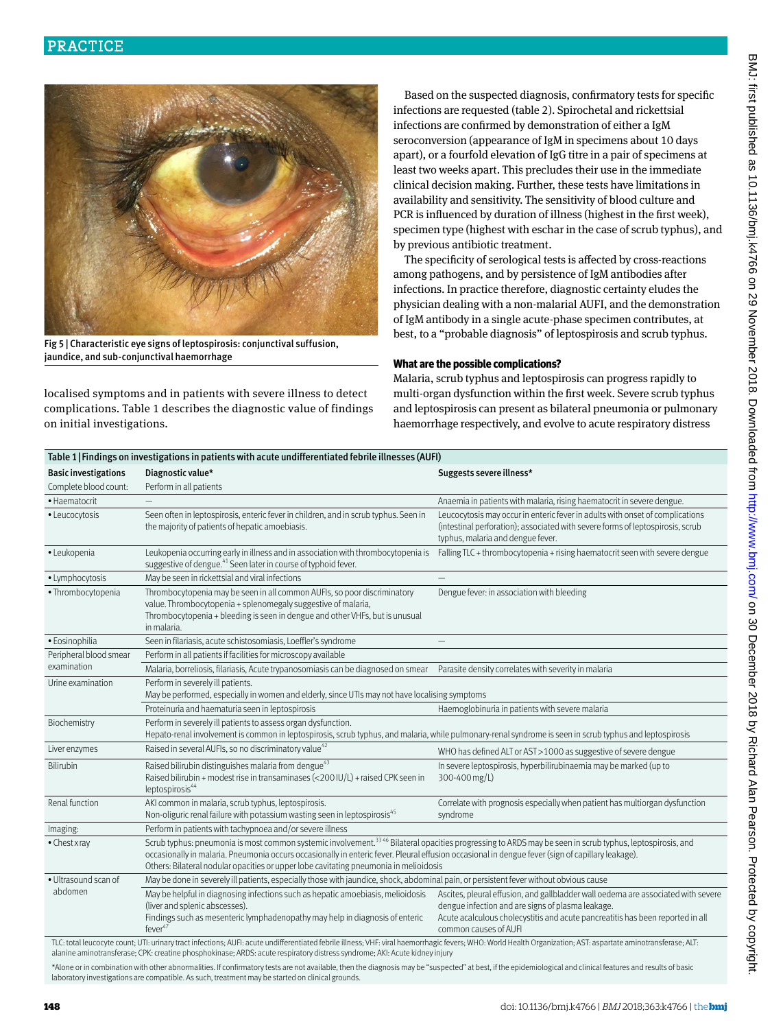Fig 5 | Characteristic eye signs of leptospirosis: conjunctival suffusion, jaundice, and sub-conjunctival haemorrhage

localised symptoms and in patients with severe illness to detect complications. Table 1 describes the diagnostic value of findings on initial investigations.

Based on the suspected diagnosis, confirmatory tests for specific infections are requested (table 2). Spirochetal and rickettsial infections are confirmed by demonstration of either a IgM seroconversion (appearance of IgM in specimens about 10 days apart), or a fourfold elevation of IgG titre in a pair of specimens at least two weeks apart. This precludes their use in the immediate clinical decision making. Further, these tests have limitations in availability and sensitivity. The sensitivity of blood culture and PCR is influenced by duration of illness (highest in the first week), specimen type (highest with eschar in the case of scrub typhus), and by previous antibiotic treatment.

The specificity of serological tests is affected by cross-reactions among pathogens, and by persistence of IgM antibodies after infections. In practice therefore, diagnostic certainty eludes the physician dealing with a non-malarial AUFI, and the demonstration of IgM antibody in a single acute-phase specimen contributes, at best, to a "probable diagnosis" of leptospirosis and scrub typhus.

### What are the possible complications?

Malaria, scrub typhus and leptospirosis can progress rapidly to multi-organ dysfunction within the first week. Severe scrub typhus and leptospirosis can present as bilateral pneumonia or pulmonary haemorrhage respectively, and evolve to acute respiratory distress

**Table 1 | Findings on investigations in patients with acute undifferentiated febrile illnesses (AUFI)**

| Basic investigations | Diagnostic value* | Suggests severe illness* |
|---|---|---|
| Complete blood count: | Perform in all patients | |
| • Haematocrit | — | Anaemia in patients with malaria, rising haematocrit in severe dengue. |
| • Leucocytosis | Seen often in leptospirosis, enteric fever in children, and in scrub typhus. Seen in the majority of patients of hepatic amoebiasis. | Leucocytosis may occur in enteric fever in adults with onset of complications (intestinal perforation); associated with severe forms of leptospirosis, scrub typhus, malaria and dengue fever. |
| • Leukopenia | Leukopenia occurring early in illness and in association with thrombocytopenia is suggestive of dengue.[41] Seen later in course of typhoid fever. | Falling TLC + thrombocytopenia + rising haematocrit seen with severe dengue |
| • Lymphocytosis | May be seen in rickettsial and viral infections | — |
| • Thrombocytopenia | Thrombocytopenia may be seen in all common AUFIs, so poor discriminatory value. Thrombocytopenia + splenomegaly suggestive of malaria, Thrombocytopenia + bleeding is seen in dengue and other VHFs, but is unusual in malaria. | Dengue fever: in association with bleeding |
| • Eosinophilia | Seen in filariasis, acute schistosomiasis, Loeffler's syndrome | — |
| Peripheral blood smear examination | Perform in all patients if facilities for microscopy available | |
| | Malaria, borreliosis, filariasis, Acute trypanosomiasis can be diagnosed on smear | Parasite density correlates with severity in malaria |
| Urine examination | Perform in severely ill patients. May be performed, especially in women and elderly, since UTIs may not have localising symptoms | |
| | Proteinuria and haematuria seen in leptospirosis | Haemoglobinuria in patients with severe malaria |
| Biochemistry | Perform in severely ill patients to assess organ dysfunction. Hepato-renal involvement is common in leptospirosis, scrub typhus, and malaria, while pulmonary-renal syndrome is seen in scrub typhus and leptospirosis | |
| Liver enzymes | Raised in several AUFIs, so no discriminatory value[42] | WHO has defined ALT or AST >1000 as suggestive of severe dengue |
| Bilirubin | Raised bilirubin distinguishes malaria from dengue[43] Raised bilirubin + modest rise in transaminases (<200 IU/L) + raised CPK seen in leptospirosis[44] | In severe leptospirosis, hyperbilirubinaemia may be marked (up to 300-400 mg/L) |
| Renal function | AKI common in malaria, scrub typhus, leptospirosis. Non-oliguric renal failure with potassium wasting seen in leptospirosis[45] | Correlate with prognosis especially when patient has multiorgan dysfunction syndrome |
| Imaging: | Perform in patients with tachypnoea and/or severe illness | |
| • Chest x ray | Scrub typhus: pneumonia is most common systemic involvement.[33 46] Bilateral opacities progressing to ARDS may be seen in scrub typhus, leptospirosis, and occasionally in malaria. Pneumonia occurs occasionally in enteric fever. Pleural effusion occasional in dengue fever (sign of capillary leakage). Others: Bilateral nodular opacities or upper lobe cavitating pneumonia in melioidosis | |
| • Ultrasound scan of abdomen | May be done in severely ill patients, especially those with jaundice, shock, abdominal pain, or persistent fever without obvious cause | |
| | May be helpful in diagnosing infections such as hepatic amoebiasis, melioidosis (liver and splenic abscesses). Findings such as mesenteric lymphadenopathy may help in diagnosis of enteric fever[47] | Ascites, pleural effusion, and gallbladder wall oedema are associated with severe dengue infection and are signs of plasma leakage. Acute acalculous cholecystitis and acute pancreatitis has been reported in all common causes of AUFI |

TLC: total leucocyte count; UTI: urinary tract infections; AUFI: acute undifferentiated febrile illness; VHF: viral haemorrhagic fevers; WHO: World Health Organization; AST: aspartate aminotransferase; ALT: alanine aminotransferase; CPK: creatine phosphokinase; ARDS: acute respiratory distress syndrome; AKI: Acute kidney injury

*Alone or in combination with other abnormalities. If confirmatory tests are not available, then the diagnosis may be "suspected" at best, if the epidemiological and clinical features and results of basic laboratory investigations are compatible. As such, treatment may be started on clinical grounds.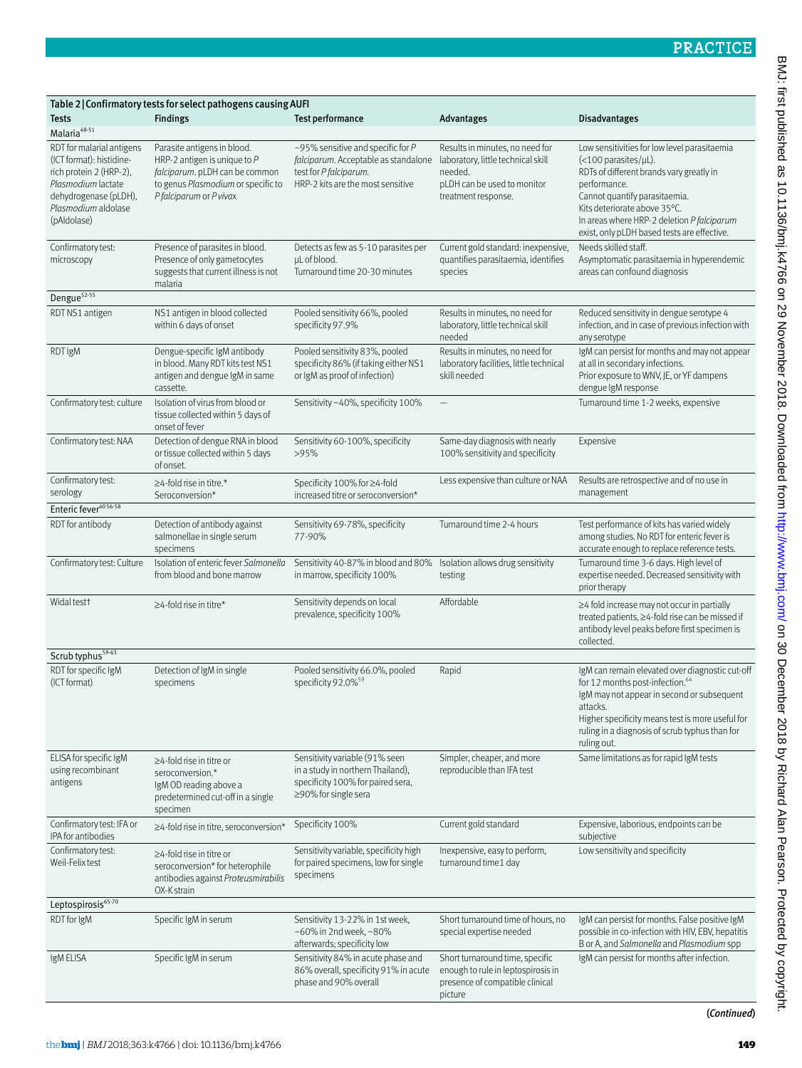Table 2 | Confirmatory tests for select pathogens causing AUFI

| Tests | Findings | Test performance | Advantages | Disadvantages |
|---|---|---|---|---|
| **Malaria**[48-51] | | | | |
| RDT for malarial antigens (ICT format): histidine-rich protein 2 (HRP-2), *Plasmodium* lactate dehydrogenase (pLDH), *Plasmodium* aldolase (pAldolase) | Parasite antigens in blood. HRP-2 antigen is unique to *P falciparum*. pLDH can be common to genus *Plasmodium* or specific to *P falciparum* or *P vivax* | ~95% sensitive and specific for *P falciparum*. Acceptable as standalone test for *P falciparum*. HRP-2 kits are the most sensitive | Results in minutes, no need for laboratory, little technical skill needed. pLDH can be used to monitor treatment response. | Low sensitivities for low level parasitaemia (<100 parasites/µL). RDTs of different brands vary greatly in performance. Cannot quantify parasitaemia. Kits deteriorate above 35°C. In areas where HRP-2 deletion *P falciparum* exist, only pLDH based tests are effective. |
| Confirmatory test: microscopy | Presence of parasites in blood. Presence of only gametocytes suggests that current illness is not malaria | Detects as few as 5-10 parasites per µL of blood. Turnaround time 20-30 minutes | Current gold standard: inexpensive, quantifies parasitaemia, identifies species | Needs skilled staff. Asymptomatic parasitaemia in hyperendemic areas can confound diagnosis |
| **Dengue**[52-55] | | | | |
| RDT NS1 antigen | NS1 antigen in blood collected within 6 days of onset | Pooled sensitivity 66%, pooled specificity 97.9% | Results in minutes, no need for laboratory, little technical skill needed | Reduced sensitivity in dengue serotype 4 infection, and in case of previous infection with any serotype |
| RDT IgM | Dengue-specific IgM antibody in blood. Many RDT kits test NS1 antigen and dengue IgM in same cassette. | Pooled sensitivity 83%, pooled specificity 86% (if taking either NS1 or IgM as proof of infection) | Results in minutes, no need for laboratory facilities, little technical skill needed | IgM can persist for months and may not appear at all in secondary infections. Prior exposure to WNV, JE, or YF dampens dengue IgM response |
| Confirmatory test: culture | Isolation of virus from blood or tissue collected within 5 days of onset of fever | Sensitivity ~40%, specificity 100% | — | Turnaround time 1-2 weeks, expensive |
| Confirmatory test: NAA | Detection of dengue RNA in blood or tissue collected within 5 days of onset. | Sensitivity 60-100%, specificity >95% | Same-day diagnosis with nearly 100% sensitivity and specificity | Expensive |
| Confirmatory test: serology | ≥4-fold rise in titre.* Seroconversion* | Specificity 100% for ≥4-fold increased titre or seroconversion* | Less expensive than culture or NAA | Results are retrospective and of no use in management |
| **Enteric fever**[40 56-58] | | | | |
| RDT for antibody | Detection of antibody against salmonellae in single serum specimens | Sensitivity 69-78%, specificity 77-90% | Turnaround time 2-4 hours | Test performance of kits has varied widely among studies. No RDT for enteric fever is accurate enough to replace reference tests. |
| Confirmatory test: Culture | Isolation of enteric fever *Salmonella* from blood and bone marrow | Sensitivity 40-87% in blood and 80% in marrow, specificity 100% | Isolation allows drug sensitivity testing | Turnaround time 3-6 days. High level of expertise needed. Decreased sensitivity with prior therapy |
| Widal test† | ≥4-fold rise in titre* | Sensitivity depends on local prevalence, specificity 100% | Affordable | ≥4 fold increase may not occur in partially treated patients, ≥4-fold rise can be missed if antibody level peaks before first specimen is collected. |
| **Scrub typhus**[59-63] | | | | |
| RDT for specific IgM (ICT format) | Detection of IgM in single specimens | Pooled sensitivity 66.0%, pooled specificity 92.0%[59] | Rapid | IgM can remain elevated over diagnostic cut-off for 12 months post-infection.[64] IgM may not appear in second or subsequent attacks. Higher specificity means test is more useful for ruling in a diagnosis of scrub typhus than for ruling out. |
| ELISA for specific IgM using recombinant antigens | ≥4-fold rise in titre or seroconversion.* IgM OD reading above a predetermined cut-off in a single specimen | Sensitivity variable (91% seen in a study in northern Thailand), specificity 100% for paired sera, ≥90% for single sera | Simpler, cheaper, and more reproducible than IFA test | Same limitations as for rapid IgM tests |
| Confirmatory test: IFA or IPA for antibodies | ≥4-fold rise in titre, seroconversion* | Specificity 100% | Current gold standard | Expensive, laborious, endpoints can be subjective |
| Confirmatory test: Weil-Felix test | ≥4-fold rise in titre or seroconversion* for heterophile antibodies against *Proteusmirabilis* OX-K strain | Sensitivity variable, specificity high for paired specimens, low for single specimens | Inexpensive, easy to perform, turnaround time 1 day | Low sensitivity and specificity |
| **Leptospirosis**[65-70] | | | | |
| RDT for IgM | Specific IgM in serum | Sensitivity 13-22% in 1st week, ~60% in 2nd week, ~80% afterwards; specificity low | Short turnaround time of hours, no special expertise needed | IgM can persist for months. False positive IgM possible in co-infection with HIV, EBV, hepatitis B or A, and *Salmonella* and *Plasmodium* spp |
| IgM ELISA | Specific IgM in serum | Sensitivity 84% in acute phase and 86% overall, specificity 91% in acute phase and 90% overall | Short turnaround time, specific enough to rule in leptospirosis in presence of compatible clinical picture | IgM can persist for months after infection. |

(*Continued*)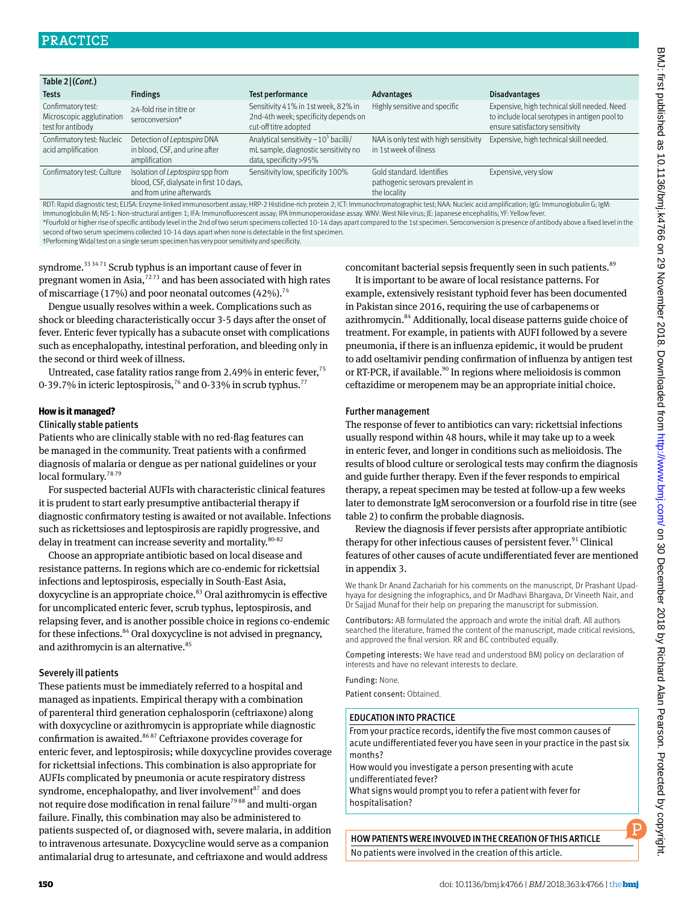**Table 2 | (Cont.)**

| Tests | Findings | Test performance | Advantages | Disadvantages |
|---|---|---|---|---|
| Confirmatory test: Microscopic agglutination test for antibody | ≥4-fold rise in titre or seroconversion* | Sensitivity 41% in 1st week, 82% in 2nd-4th week; specificity depends on cut-off titre adopted | Highly sensitive and specific | Expensive, high technical skill needed. Need to include local serotypes in antigen pool to ensure satisfactory sensitivity |
| Confirmatory test: Nucleic acid amplification | Detection of *Leptospira* DNA in blood, CSF, and urine after amplification | Analytical sensitivity ~$10^5$ bacilli/mL sample, diagnostic sensitivity no data, specificity >95% | NAA is only test with high sensitivity in 1st week of illness | Expensive, high technical skill needed. |
| Confirmatory test: Culture | Isolation of *Leptospira* spp from blood, CSF, dialysate in first 10 days, and from urine afterwards | Sensitivity low, specificity 100% | Gold standard. Identifies pathogenic serovars prevalent in the locality | Expensive, very slow |

RDT: Rapid diagnostic test; ELISA: Enzyme-linked immunosorbent assay; HRP-2 Histidine-rich protein 2; ICT: Immunochromatographic test; NAA: Nucleic acid amplification; IgG: Immunoglobulin G; IgM: Immunoglobulin M; NS-1: Non-structural antigen 1; IFA: Immunofluorescent assay; IPA Immunoperoxidase assay. WNV: West Nile virus; JE: Japanese encephalitis; YF: Yellow fever.
*Fourfold or higher rise of specific antibody level in the 2nd of two serum specimens collected 10-14 days apart compared to the 1st specimen. Seroconversion is presence of antibody above a fixed level in the second of two serum specimens collected 10-14 days apart when none is detectable in the first specimen.
†Performing Widal test on a single serum specimen has very poor sensitivity and specificity.

syndrome.[33 34 71] Scrub typhus is an important cause of fever in pregnant women in Asia,[72 73] and has been associated with high rates of miscarriage (17%) and poor neonatal outcomes (42%).[74]

Dengue usually resolves within a week. Complications such as shock or bleeding characteristically occur 3-5 days after the onset of fever. Enteric fever typically has a subacute onset with complications such as encephalopathy, intestinal perforation, and bleeding only in the second or third week of illness.

Untreated, case fatality ratios range from 2.49% in enteric fever,[75] 0-39.7% in icteric leptospirosis,[76] and 0-33% in scrub typhus.[77]

## How is it managed?

### Clinically stable patients

Patients who are clinically stable with no red-flag features can be managed in the community. Treat patients with a confirmed diagnosis of malaria or dengue as per national guidelines or your local formulary.[78 79]

For suspected bacterial AUFIs with characteristic clinical features it is prudent to start early presumptive antibacterial therapy if diagnostic confirmatory testing is awaited or not available. Infections such as rickettsioses and leptospirosis are rapidly progressive, and delay in treatment can increase severity and mortality.[80-82]

Choose an appropriate antibiotic based on local disease and resistance patterns. In regions which are co-endemic for rickettsial infections and leptospirosis, especially in South-East Asia, doxycycline is an appropriate choice.[83] Oral azithromycin is effective for uncomplicated enteric fever, scrub typhus, leptospirosis, and relapsing fever, and is another possible choice in regions co-endemic for these infections.[84] Oral doxycycline is not advised in pregnancy, and azithromycin is an alternative.[85]

### Severely ill patients

These patients must be immediately referred to a hospital and managed as inpatients. Empirical therapy with a combination of parenteral third generation cephalosporin (ceftriaxone) along with doxycycline or azithromycin is appropriate while diagnostic confirmation is awaited.[86 87] Ceftriaxone provides coverage for enteric fever, and leptospirosis; while doxycycline provides coverage for rickettsial infections. This combination is also appropriate for AUFIs complicated by pneumonia or acute respiratory distress syndrome, encephalopathy, and liver involvement[87] and does not require dose modification in renal failure[79 88] and multi-organ failure. Finally, this combination may also be administered to patients suspected of, or diagnosed with, severe malaria, in addition to intravenous artesunate. Doxycycline would serve as a companion antimalarial drug to artesunate, and ceftriaxone and would address concomitant bacterial sepsis frequently seen in such patients.[89]

It is important to be aware of local resistance patterns. For example, extensively resistant typhoid fever has been documented in Pakistan since 2016, requiring the use of carbapenems or azithromycin.[84] Additionally, local disease patterns guide choice of treatment. For example, in patients with AUFI followed by a severe pneumonia, if there is an influenza epidemic, it would be prudent to add oseltamivir pending confirmation of influenza by antigen test or RT-PCR, if available.[90] In regions where melioidosis is common ceftazidime or meropenem may be an appropriate initial choice.

### Further management

The response of fever to antibiotics can vary: rickettsial infections usually respond within 48 hours, while it may take up to a week in enteric fever, and longer in conditions such as melioidosis. The results of blood culture or serological tests may confirm the diagnosis and guide further therapy. Even if the fever responds to empirical therapy, a repeat specimen may be tested at follow-up a few weeks later to demonstrate IgM seroconversion or a fourfold rise in titre (see table 2) to confirm the probable diagnosis.

Review the diagnosis if fever persists after appropriate antibiotic therapy for other infectious causes of persistent fever.[91] Clinical features of other causes of acute undifferentiated fever are mentioned in appendix 3.

We thank Dr Anand Zachariah for his comments on the manuscript, Dr Prashant Upadhyaya for designing the infographics, and Dr Madhavi Bhargava, Dr Vineeth Nair, and Dr Sajjad Munaf for their help on preparing the manuscript for submission.

Contributors: AB formulated the approach and wrote the initial draft. All authors searched the literature, framed the content of the manuscript, made critical revisions, and approved the final version. RR and BC contributed equally.

Competing interests: We have read and understood BMJ policy on declaration of interests and have no relevant interests to declare.

Funding: None.

Patient consent: Obtained.

### EDUCATION INTO PRACTICE

From your practice records, identify the five most common causes of acute undifferentiated fever you have seen in your practice in the past six months?

How would you investigate a person presenting with acute undifferentiated fever?

What signs would prompt you to refer a patient with fever for hospitalisation?

### HOW PATIENTS WERE INVOLVED IN THE CREATION OF THIS ARTICLE

No patients were involved in the creation of this article.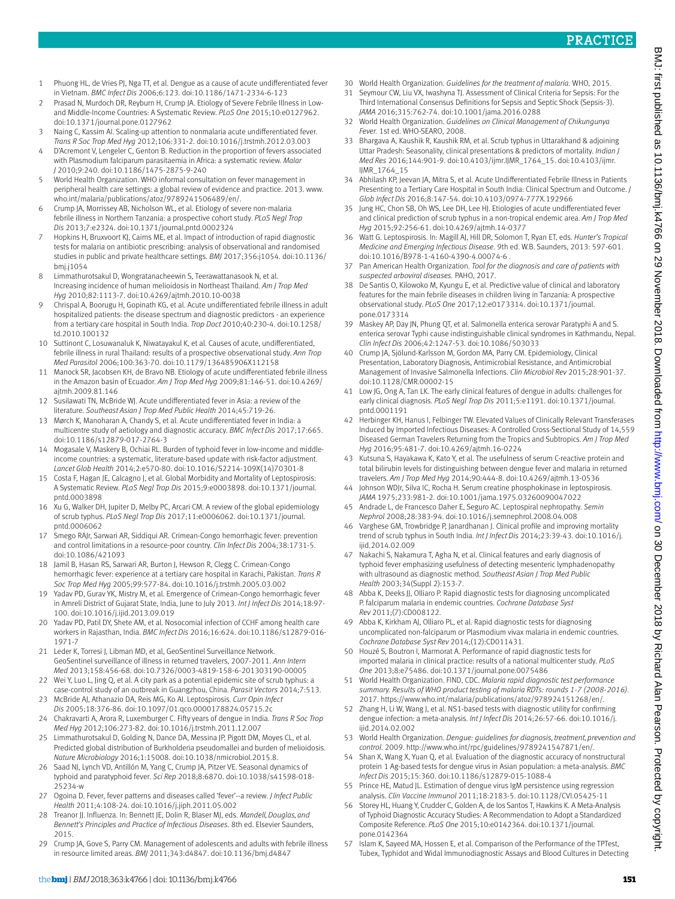1 Phuong HL, de Vries PJ, Nga TT, et al. Dengue as a cause of acute undifferentiated fever in Vietnam. *BMC Infect Dis* 2006;6:123. doi:10.1186/1471-2334-6-123

2 Prasad N, Murdoch DR, Reyburn H, Crump JA. Etiology of Severe Febrile Illness in Low- and Middle-Income Countries: A Systematic Review. *PLoS One* 2015;10:e0127962. doi:10.1371/journal.pone.0127962

3 Naing C, Kassim AI. Scaling-up attention to nonmalaria acute undifferentiated fever. *Trans R Soc Trop Med Hyg* 2012;106:331-2. doi:10.1016/j.trstmh.2012.03.003

4 D'Acremont V, Lengeler C, Genton B. Reduction in the proportion of fevers associated with Plasmodium falciparum parasitaemia in Africa: a systematic review. *Malar J* 2010;9:240. doi:10.1186/1475-2875-9-240

5 World Health Organization. WHO informal consultation on fever management in peripheral health care settings: a global review of evidence and practice. 2013. www.who.int/malaria/publications/atoz/9789241506489/en/.

6 Crump JA, Morrissey AB, Nicholson WL, et al. Etiology of severe non-malaria febrile illness in Northern Tanzania: a prospective cohort study. *PLoS Negl Trop Dis* 2013;7:e2324. doi:10.1371/journal.pntd.0002324

7 Hopkins H, Bruxvoort KJ, Cairns ME, et al. Impact of introduction of rapid diagnostic tests for malaria on antibiotic prescribing: analysis of observational and randomised studies in public and private healthcare settings. *BMJ* 2017;356:j1054. doi:10.1136/bmj.j1054

8 Limmathurotsakul D, Wongratanacheewin S, Teerawattanasook N, et al. Increasing incidence of human melioidosis in Northeast Thailand. *Am J Trop Med Hyg* 2010;82:1113-7. doi:10.4269/ajtmh.2010.10-0038

9 Chrispal A, Boorugu H, Gopinath KG, et al. Acute undifferentiated febrile illness in adult hospitalized patients: the disease spectrum and diagnostic predictors - an experience from a tertiary care hospital in South India. *Trop Doct* 2010;40:230-4. doi:10.1258/td.2010.100132

10 Suttinont C, Losuwanaluk K, Niwatayakul K, et al. Causes of acute, undifferentiated, febrile illness in rural Thailand: results of a prospective observational study. *Ann Trop Med Parasitol* 2006;100:363-70. doi:10.1179/136485906X112158

11 Manock SR, Jacobsen KH, de Bravo NB. Etiology of acute undifferentiated febrile illness in the Amazon basin of Ecuador. *Am J Trop Med Hyg* 2009;81:146-51. doi:10.4269/ajtmh.2009.81.146

12 Susilawati TN, McBride WJ. Acute undifferentiated fever in Asia: a review of the literature. *Southeast Asian J Trop Med Public Health* 2014;45:719-26.

13 Mørch K, Manoharan A, Chandy S, et al. Acute undifferentiated fever in India: a multicentre study of aetiology and diagnostic accuracy. *BMC Infect Dis* 2017;17:665. doi:10.1186/s12879-017-2764-3

14 Mogasale V, Maskery B, Ochiai RL. Burden of typhoid fever in low-income and middle-income countries: a systematic, literature-based update with risk-factor adjustment. *Lancet Glob Health* 2014;2:e570-80. doi:10.1016/S2214-109X(14)70301-8

15 Costa F, Hagan JE, Calcagno J, et al. Global Morbidity and Mortality of Leptospirosis: A Systematic Review. *PLoS Negl Trop Dis* 2015;9:e0003898. doi:10.1371/journal.pntd.0003898

16 Xu G, Walker DH, Jupiter D, Melby PC, Arcari CM. A review of the global epidemiology of scrub typhus. *PLoS Negl Trop Dis* 2017;11:e0006062. doi:10.1371/journal.pntd.0006062

17 Smego RAJr, Sarwari AR, Siddiqui AR. Crimean-Congo hemorrhagic fever: prevention and control limitations in a resource-poor country. *Clin Infect Dis* 2004;38:1731-5. doi:10.1086/421093

18 Jamil B, Hasan RS, Sarwari AR, Burton J, Hewson R, Clegg C. Crimean-Congo hemorrhagic fever: experience at a tertiary care hospital in Karachi, Pakistan. *Trans R Soc Trop Med Hyg* 2005;99:577-84. doi:10.1016/j.trstmh.2005.03.002

19 Yadav PD, Gurav YK, Mistry M, et al. Emergence of Crimean-Congo hemorrhagic fever in Amreli District of Gujarat State, India, June to July 2013. *Int J Infect Dis* 2014;18:97-100. doi:10.1016/j.ijid.2013.09.019

20 Yadav PD, Patil DY, Shete AM, et al. Nosocomial infection of CCHF among health care workers in Rajasthan, India. *BMC Infect Dis* 2016;16:624. doi:10.1186/s12879-016-1971-7

21 Leder K, Torresi J, Libman MD, et al, GeoSentinel Surveillance Network. GeoSentinel surveillance of illness in returned travelers, 2007-2011. *Ann Intern Med* 2013;158:456-68. doi:10.7326/0003-4819-158-6-201303190-00005

22 Wei Y, Luo L, Jing Q, et al. A city park as a potential epidemic site of scrub typhus: a case-control study of an outbreak in Guangzhou, China. *Parasit Vectors* 2014;7:513.

23 McBride AJ, Athanazio DA, Reis MG, Ko AI. Leptospirosis. *Curr Opin Infect Dis* 2005;18:376-86. doi:10.1097/01.qco.0000178824.05715.2c

24 Chakravarti A, Arora R, Luxemburger C. Fifty years of dengue in India. *Trans R Soc Trop Med Hyg* 2012;106:273-82. doi:10.1016/j.trstmh.2011.12.007

25 Limmathurotsakul D, Golding N, Dance DA, Messina JP, Pigott DM, Moyes CL, et al. Predicted global distribution of Burkholderia pseudomallei and burden of melioidosis. *Nature Microbiology* 2016;1:15008. doi:10.1038/nmicrobiol.2015.8.

26 Saad NJ, Lynch VD, Antillón M, Yang C, Crump JA, Pitzer VE. Seasonal dynamics of typhoid and paratyphoid fever. *Sci Rep* 2018;8:6870. doi:10.1038/s41598-018-25234-w

27 Ogoina D. Fever, fever patterns and diseases called 'fever'--a review. *J Infect Public Health* 2011;4:108-24. doi:10.1016/j.jiph.2011.05.002

28 Treanor JJ. Influenza. In: Bennett JE, Dolin R, Blaser MJ, eds. *Mandell, Douglas, and Bennett's Principles and Practice of Infectious Diseases.* 8th ed. Elsevier Saunders, 2015.

29 Crump JA, Gove S, Parry CM. Management of adolescents and adults with febrile illness in resource limited areas. *BMJ* 2011;343:d4847. doi:10.1136/bmj.d4847

30 World Health Organization. *Guidelines for the treatment of malaria.* WHO, 2015.

31 Seymour CW, Liu VX, Iwashyna TJ. Assessment of Clinical Criteria for Sepsis: For the Third International Consensus Definitions for Sepsis and Septic Shock (Sepsis-3). *JAMA* 2016;315:762-74. doi:10.1001/jama.2016.0288

32 World Health Organization. *Guidelines on Clinical Management of Chikungunya Fever.* 1st ed. WHO-SEARO, 2008.

33 Bhargava A, Kaushik R, Kaushik RM, et al. Scrub typhus in Uttarakhand & adjoining Uttar Pradesh: Seasonality, clinical presentations & predictors of mortality. *Indian J Med Res* 2016;144:901-9. doi:10.4103/ijmr.IJMR_1764_15. doi:10.4103/ijmr.IJMR_1764_15

34 Abhilash KP, Jeevan JA, Mitra S, et al. Acute Undifferentiated Febrile Illness in Patients Presenting to a Tertiary Care Hospital in South India: Clinical Spectrum and Outcome. *J Glob Infect Dis* 2016;8:147-54. doi:10.4103/0974-777X.192966

35 Jung HC, Chon SB, Oh WS, Lee DH, Lee HJ. Etiologies of acute undifferentiated fever and clinical prediction of scrub typhus in a non-tropical endemic area. *Am J Trop Med Hyg* 2015;92:256-61. doi:10.4269/ajtmh.14-0377

36 Watt G. Leptospirosis. In: Magill AJ, Hill DR, Solomon T, Ryan ET, eds. *Hunter's Tropical Medicine and Emerging Infectious Disease.* 9th ed. W.B. Saunders, 2013: 597-601. doi:10.1016/B978-1-4160-4390-4.00074-6 .

37 Pan American Health Organization. *Tool for the diagnosis and care of patients with suspected arboviral diseases.* PAHO, 2017.

38 De Santis O, Kilowoko M, Kyungu E, et al. Predictive value of clinical and laboratory features for the main febrile diseases in children living in Tanzania: A prospective observational study. *PLoS One* 2017;12:e0173314. doi:10.1371/journal.pone.0173314

39 Maskey AP, Day JN, Phung QT, et al. Salmonella enterica serovar Paratyphi A and S. enterica serovar Typhi cause indistinguishable clinical syndromes in Kathmandu, Nepal. *Clin Infect Dis* 2006;42:1247-53. doi:10.1086/503033

40 Crump JA, Sjölund-Karlsson M, Gordon MA, Parry CM. Epidemiology, Clinical Presentation, Laboratory Diagnosis, Antimicrobial Resistance, and Antimicrobial Management of Invasive Salmonella Infections. *Clin Microbiol Rev* 2015;28:901-37. doi:10.1128/CMR.00002-15

41 Low JG, Ong A, Tan LK. The early clinical features of dengue in adults: challenges for early clinical diagnosis. *PLoS Negl Trop Dis* 2011;5:e1191. doi:10.1371/journal.pntd.0001191

42 Herbinger KH, Hanus I, Felbinger TW. Elevated Values of Clinically Relevant Transferases Induced by Imported Infectious Diseases: A Controlled Cross-Sectional Study of 14,559 Diseased German Travelers Returning from the Tropics and Subtropics. *Am J Trop Med Hyg* 2016;95:481-7. doi:10.4269/ajtmh.16-0224

43 Kutsuna S, Hayakawa K, Kato Y, et al. The usefulness of serum C-reactive protein and total bilirubin levels for distinguishing between dengue fever and malaria in returned travelers. *Am J Trop Med Hyg* 2014;90:444-8. doi:10.4269/ajtmh.13-0536

44 Johnson WDJr, Silva IC, Rocha H. Serum creatine phosphokinase in leptospirosis. *JAMA* 1975;233:981-2. doi:10.1001/jama.1975.03260090047022

45 Andrade L, de Francesco Daher E, Seguro AC. Leptospiral nephropathy. *Semin Nephrol* 2008;28:383-94. doi:10.1016/j.semnephrol.2008.04.008

46 Varghese GM, Trowbridge P, Janardhanan J. Clinical profile and improving mortality trend of scrub typhus in South India. *Int J Infect Dis* 2014;23:39-43. doi:10.1016/j.ijid.2014.02.009

47 Nakachi S, Nakamura T, Agha N, et al. Clinical features and early diagnosis of typhoid fever emphasizing usefulness of detecting mesenteric lymphadenopathy with ultrasound as diagnostic method. *Southeast Asian J Trop Med Public Health* 2003;34(Suppl 2):153-7.

48 Abba K, Deeks JJ, Olliaro P. Rapid diagnostic tests for diagnosing uncomplicated P. falciparum malaria in endemic countries. *Cochrane Database Syst Rev* 2011;(7):CD008122.

49 Abba K, Kirkham AJ, Olliaro PL, et al. Rapid diagnostic tests for diagnosing uncomplicated non-falciparum or Plasmodium vivax malaria in endemic countries. *Cochrane Database Syst Rev* 2014;(12):CD011431.

50 Houzé S, Boutron I, Marmorat A. Performance of rapid diagnostic tests for imported malaria in clinical practice: results of a national multicenter study. *PLoS One* 2013;8:e75486. doi:10.1371/journal.pone.0075486

51 World Health Organization. FIND, CDC. *Malaria rapid diagnostic test performance summary. Results of WHO product testing of malaria RDTs: rounds 1-7 (2008-2016).* 2017. https://www.who.int/malaria/publications/atoz/978924151268/en/.

52 Zhang H, Li W, Wang J, et al. NS1-based tests with diagnostic utility for confirming dengue infection: a meta-analysis. *Int J Infect Dis* 2014;26:57-66. doi:10.1016/j.ijid.2014.02.002

53 World Health Organization. *Dengue: guidelines for diagnosis, treatment, prevention and control.* 2009. http://www.who.int/rpc/guidelines/9789241547871/en/.

54 Shan X, Wang X, Yuan Q, et al. Evaluation of the diagnostic accuracy of nonstructural protein 1 Ag-based tests for dengue virus in Asian population: a meta-analysis. *BMC Infect Dis* 2015;15:360. doi:10.1186/s12879-015-1088-4

55 Prince HE, Matud JL. Estimation of dengue virus IgM persistence using regression analysis. *Clin Vaccine Immunol* 2011;18:2183-5. doi:10.1128/CVI.05425-11

56 Storey HL, Huang Y, Crudder C, Golden A, de los Santos T, Hawkins K. A Meta-Analysis of Typhoid Diagnostic Accuracy Studies: A Recommendation to Adopt a Standardized Composite Reference. *PLoS One* 2015;10:e0142364. doi:10.1371/journal.pone.0142364

57 Islam K, Sayeed MA, Hossen E, et al. Comparison of the Performance of the TPTest, Tubex, Typhidot and Widal Immunodiagnostic Assays and Blood Cultures in Detecting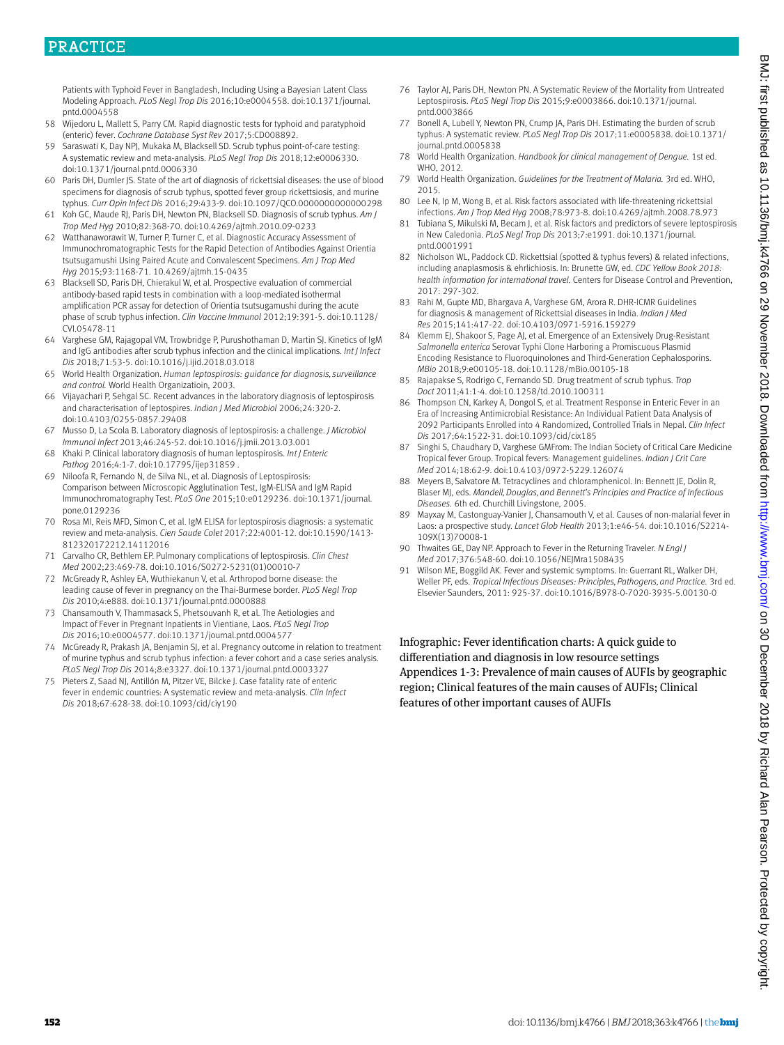Patients with Typhoid Fever in Bangladesh, Including Using a Bayesian Latent Class Modeling Approach. *PLoS Negl Trop Dis* 2016;10:e0004558. doi:10.1371/journal.pntd.0004558

58 Wijedoru L, Mallett S, Parry CM. Rapid diagnostic tests for typhoid and paratyphoid (enteric) fever. *Cochrane Database Syst Rev* 2017;5:CD008892.

59 Saraswati K, Day NPJ, Mukaka M, Blacksell SD. Scrub typhus point-of-care testing: A systematic review and meta-analysis. *PLoS Negl Trop Dis* 2018;12:e0006330. doi:10.1371/journal.pntd.0006330

60 Paris DH, Dumler JS. State of the art of diagnosis of rickettsial diseases: the use of blood specimens for diagnosis of scrub typhus, spotted fever group rickettsiosis, and murine typhus. *Curr Opin Infect Dis* 2016;29:433-9. doi:10.1097/QCO.0000000000000298

61 Koh GC, Maude RJ, Paris DH, Newton PN, Blacksell SD. Diagnosis of scrub typhus. *Am J Trop Med Hyg* 2010;82:368-70. doi:10.4269/ajtmh.2010.09-0233

62 Watthanaworawit W, Turner P, Turner C, et al. Diagnostic Accuracy Assessment of Immunochromatographic Tests for the Rapid Detection of Antibodies Against Orientia tsutsugamushi Using Paired Acute and Convalescent Specimens. *Am J Trop Med Hyg* 2015;93:1168-71. 10.4269/ajtmh.15-0435

63 Blacksell SD, Paris DH, Chierakul W, et al. Prospective evaluation of commercial antibody-based rapid tests in combination with a loop-mediated isothermal amplification PCR assay for detection of Orientia tsutsugamushi during the acute phase of scrub typhus infection. *Clin Vaccine Immunol* 2012;19:391-5. doi:10.1128/CVI.05478-11

64 Varghese GM, Rajagopal VM, Trowbridge P, Purushothaman D, Martin SJ. Kinetics of IgM and IgG antibodies after scrub typhus infection and the clinical implications. *Int J Infect Dis* 2018;71:53-5. doi:10.1016/j.ijid.2018.03.018

65 World Health Organization. *Human leptospirosis: guidance for diagnosis, surveillance and control.* World Health Organizatioin, 2003.

66 Vijayachari P, Sehgal SC. Recent advances in the laboratory diagnosis of leptospirosis and characterisation of leptospires. *Indian J Med Microbiol* 2006;24:320-2. doi:10.4103/0255-0857.29408

67 Musso D, La Scola B. Laboratory diagnosis of leptospirosis: a challenge. *J Microbiol Immunol Infect* 2013;46:245-52. doi:10.1016/j.jmii.2013.03.001

68 Khaki P. Clinical laboratory diagnosis of human leptospirosis. *Int J Enteric Pathog* 2016;4:1-7. doi:10.17795/ijep31859 .

69 Niloofa R, Fernando N, de Silva NL, et al. Diagnosis of Leptospirosis: Comparison between Microscopic Agglutination Test, IgM-ELISA and IgM Rapid Immunochromatography Test. *PLoS One* 2015;10:e0129236. doi:10.1371/journal.pone.0129236

70 Rosa MI, Reis MFD, Simon C, et al. IgM ELISA for leptospirosis diagnosis: a systematic review and meta-analysis. *Cien Saude Colet* 2017;22:4001-12. doi:10.1590/1413-812320172212.14112016

71 Carvalho CR, Bethlem EP. Pulmonary complications of leptospirosis. *Clin Chest Med* 2002;23:469-78. doi:10.1016/S0272-5231(01)00010-7

72 McGready R, Ashley EA, Wuthiekanun V, et al. Arthropod borne disease: the leading cause of fever in pregnancy on the Thai-Burmese border. *PLoS Negl Trop Dis* 2010;4:e888. doi:10.1371/journal.pntd.0000888

73 Chansamouth V, Thammasack S, Phetsouvanh R, et al. The Aetiologies and Impact of Fever in Pregnant Inpatients in Vientiane, Laos. *PLoS Negl Trop Dis* 2016;10:e0004577. doi:10.1371/journal.pntd.0004577

74 McGready R, Prakash JA, Benjamin SJ, et al. Pregnancy outcome in relation to treatment of murine typhus and scrub typhus infection: a fever cohort and a case series analysis. *PLoS Negl Trop Dis* 2014;8:e3327. doi:10.1371/journal.pntd.0003327

75 Pieters Z, Saad NJ, Antillón M, Pitzer VE, Bilcke J. Case fatality rate of enteric fever in endemic countries: A systematic review and meta-analysis. *Clin Infect Dis* 2018;67:628-38. doi:10.1093/cid/ciy190

76 Taylor AJ, Paris DH, Newton PN. A Systematic Review of the Mortality from Untreated Leptospirosis. *PLoS Negl Trop Dis* 2015;9:e0003866. doi:10.1371/journal.pntd.0003866

77 Bonell A, Lubell Y, Newton PN, Crump JA, Paris DH. Estimating the burden of scrub typhus: A systematic review. *PLoS Negl Trop Dis* 2017;11:e0005838. doi:10.1371/journal.pntd.0005838

78 World Health Organization. *Handbook for clinical management of Dengue.* 1st ed. WHO, 2012.

79 World Health Organization. *Guidelines for the Treatment of Malaria.* 3rd ed. WHO, 2015.

80 Lee N, Ip M, Wong B, et al. Risk factors associated with life-threatening rickettsial infections. *Am J Trop Med Hyg* 2008;78:973-8. doi:10.4269/ajtmh.2008.78.973

81 Tubiana S, Mikulski M, Becam J, et al. Risk factors and predictors of severe leptospirosis in New Caledonia. *PLoS Negl Trop Dis* 2013;7:e1991. doi:10.1371/journal.pntd.0001991

82 Nicholson WL, Paddock CD. Rickettsial (spotted & typhus fevers) & related infections, including anaplasmosis & ehrlichiosis. In: Brunette GW, ed. *CDC Yellow Book 2018: health information for international travel.* Centers for Disease Control and Prevention, 2017: 297-302.

83 Rahi M, Gupte MD, Bhargava A, Varghese GM, Arora R. DHR-ICMR Guidelines for diagnosis & management of Rickettsial diseases in India. *Indian J Med Res* 2015;141:417-22. doi:10.4103/0971-5916.159279

84 Klemm EJ, Shakoor S, Page AJ, et al. Emergence of an Extensively Drug-Resistant *Salmonella enterica* Serovar Typhi Clone Harboring a Promiscuous Plasmid Encoding Resistance to Fluoroquinolones and Third-Generation Cephalosporins. *MBio* 2018;9:e00105-18. doi:10.1128/mBio.00105-18

85 Rajapakse S, Rodrigo C, Fernando SD. Drug treatment of scrub typhus. *Trop Doct* 2011;41:1-4. doi:10.1258/td.2010.100311

86 Thompson CN, Karkey A, Dongol S, et al. Treatment Response in Enteric Fever in an Era of Increasing Antimicrobial Resistance: An Individual Patient Data Analysis of 2092 Participants Enrolled into 4 Randomized, Controlled Trials in Nepal. *Clin Infect Dis* 2017;64:1522-31. doi:10.1093/cid/cix185

87 Singhi S, Chaudhary D, Varghese GMFrom: The Indian Society of Critical Care Medicine Tropical fever Group. Tropical fevers: Management guidelines. *Indian J Crit Care Med* 2014;18:62-9. doi:10.4103/0972-5229.126074

88 Meyers B, Salvatore M. Tetracyclines and chloramphenicol. In: Bennett JE, Dolin R, Blaser MJ, eds. *Mandell, Douglas, and Bennett's Principles and Practice of Infectious Diseases.* 6th ed. Churchill Livingstone, 2005.

89 Mayxay M, Castonguay-Vanier J, Chansamouth V, et al. Causes of non-malarial fever in Laos: a prospective study. *Lancet Glob Health* 2013;1:e46-54. doi:10.1016/S2214-109X(13)70008-1

90 Thwaites GE, Day NP. Approach to Fever in the Returning Traveler. *N Engl J Med* 2017;376:548-60. doi:10.1056/NEJMra1508435

91 Wilson ME, Boggild AK. Fever and systemic symptoms. In: Guerrant RL, Walker DH, Weller PF, eds. *Tropical Infectious Diseases: Principles, Pathogens, and Practice.* 3rd ed. Elsevier Saunders, 2011: 925-37. doi:10.1016/B978-0-7020-3935-5.00130-0

Infographic: Fever identification charts: A quick guide to differentiation and diagnosis in low resource settings
Appendices 1-3: Prevalence of main causes of AUFIs by geographic region; Clinical features of the main causes of AUFIs; Clinical features of other important causes of AUFIs